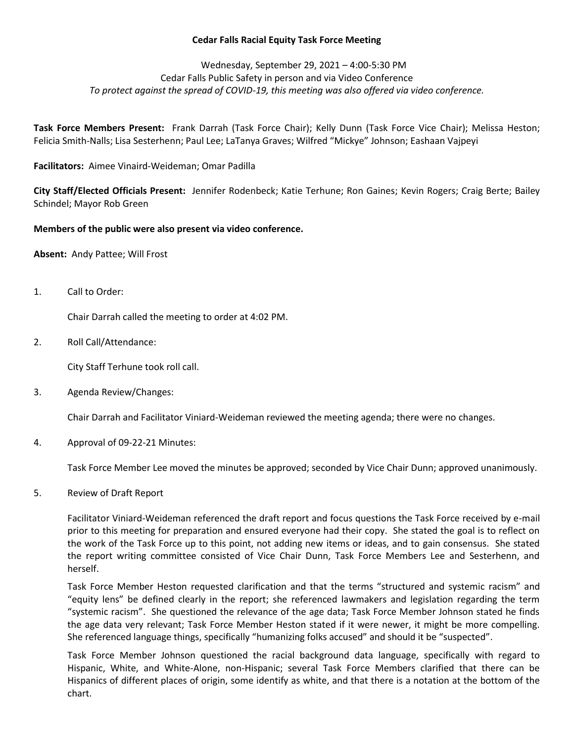**Cedar Falls Racial Equity Task Force Meeting**

Wednesday, September 29, 2021 – 4:00-5:30 PM
Cedar Falls Public Safety in person and via Video Conference
*To protect against the spread of COVID-19, this meeting was also offered via video conference.*

**Task Force Members Present:** Frank Darrah (Task Force Chair); Kelly Dunn (Task Force Vice Chair); Melissa Heston; Felicia Smith-Nalls; Lisa Sesterhenn; Paul Lee; LaTanya Graves; Wilfred "Mickye" Johnson; Eashaan Vajpeyi

**Facilitators:** Aimee Vinaird-Weideman; Omar Padilla

**City Staff/Elected Officials Present:** Jennifer Rodenbeck; Katie Terhune; Ron Gaines; Kevin Rogers; Craig Berte; Bailey Schindel; Mayor Rob Green

**Members of the public were also present via video conference.**

**Absent:** Andy Pattee; Will Frost

1. Call to Order:

   Chair Darrah called the meeting to order at 4:02 PM.

2. Roll Call/Attendance:

   City Staff Terhune took roll call.

3. Agenda Review/Changes:

   Chair Darrah and Facilitator Viniard-Weideman reviewed the meeting agenda; there were no changes.

4. Approval of 09-22-21 Minutes:

   Task Force Member Lee moved the minutes be approved; seconded by Vice Chair Dunn; approved unanimously.

5. Review of Draft Report

   Facilitator Viniard-Weideman referenced the draft report and focus questions the Task Force received by e-mail prior to this meeting for preparation and ensured everyone had their copy. She stated the goal is to reflect on the work of the Task Force up to this point, not adding new items or ideas, and to gain consensus. She stated the report writing committee consisted of Vice Chair Dunn, Task Force Members Lee and Sesterhenn, and herself.

   Task Force Member Heston requested clarification and that the terms "structured and systemic racism" and "equity lens" be defined clearly in the report; she referenced lawmakers and legislation regarding the term "systemic racism". She questioned the relevance of the age data; Task Force Member Johnson stated he finds the age data very relevant; Task Force Member Heston stated if it were newer, it might be more compelling. She referenced language things, specifically "humanizing folks accused" and should it be "suspected".

   Task Force Member Johnson questioned the racial background data language, specifically with regard to Hispanic, White, and White-Alone, non-Hispanic; several Task Force Members clarified that there can be Hispanics of different places of origin, some identify as white, and that there is a notation at the bottom of the chart.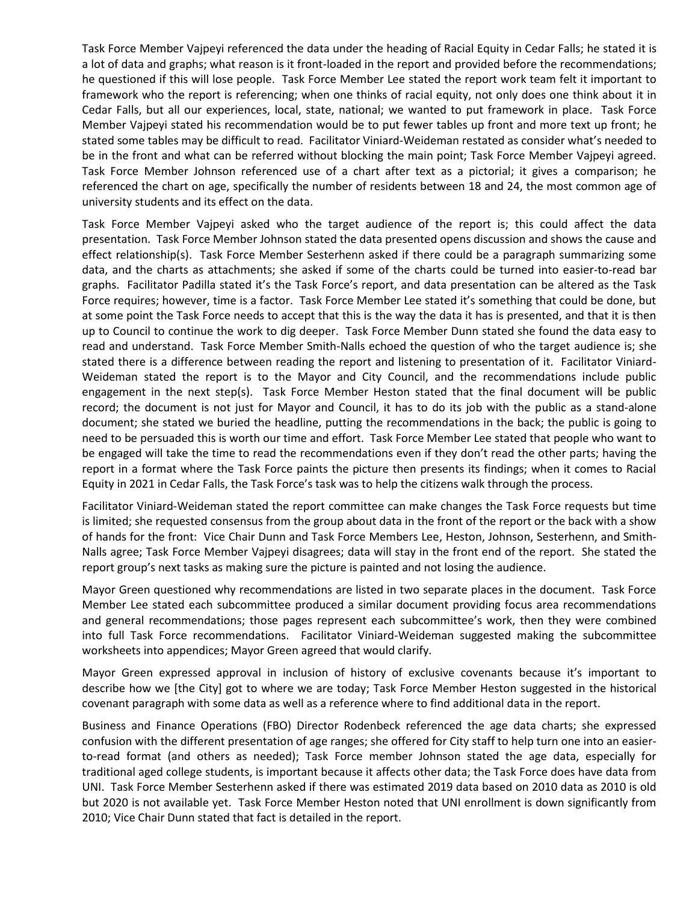Task Force Member Vajpeyi referenced the data under the heading of Racial Equity in Cedar Falls; he stated it is a lot of data and graphs; what reason is it front-loaded in the report and provided before the recommendations; he questioned if this will lose people. Task Force Member Lee stated the report work team felt it important to framework who the report is referencing; when one thinks of racial equity, not only does one think about it in Cedar Falls, but all our experiences, local, state, national; we wanted to put framework in place. Task Force Member Vajpeyi stated his recommendation would be to put fewer tables up front and more text up front; he stated some tables may be difficult to read. Facilitator Viniard-Weideman restated as consider what's needed to be in the front and what can be referred without blocking the main point; Task Force Member Vajpeyi agreed. Task Force Member Johnson referenced use of a chart after text as a pictorial; it gives a comparison; he referenced the chart on age, specifically the number of residents between 18 and 24, the most common age of university students and its effect on the data.

Task Force Member Vajpeyi asked who the target audience of the report is; this could affect the data presentation. Task Force Member Johnson stated the data presented opens discussion and shows the cause and effect relationship(s). Task Force Member Sesterhenn asked if there could be a paragraph summarizing some data, and the charts as attachments; she asked if some of the charts could be turned into easier-to-read bar graphs. Facilitator Padilla stated it's the Task Force's report, and data presentation can be altered as the Task Force requires; however, time is a factor. Task Force Member Lee stated it's something that could be done, but at some point the Task Force needs to accept that this is the way the data it has is presented, and that it is then up to Council to continue the work to dig deeper. Task Force Member Dunn stated she found the data easy to read and understand. Task Force Member Smith-Nalls echoed the question of who the target audience is; she stated there is a difference between reading the report and listening to presentation of it. Facilitator Viniard-Weideman stated the report is to the Mayor and City Council, and the recommendations include public engagement in the next step(s). Task Force Member Heston stated that the final document will be public record; the document is not just for Mayor and Council, it has to do its job with the public as a stand-alone document; she stated we buried the headline, putting the recommendations in the back; the public is going to need to be persuaded this is worth our time and effort. Task Force Member Lee stated that people who want to be engaged will take the time to read the recommendations even if they don't read the other parts; having the report in a format where the Task Force paints the picture then presents its findings; when it comes to Racial Equity in 2021 in Cedar Falls, the Task Force's task was to help the citizens walk through the process.

Facilitator Viniard-Weideman stated the report committee can make changes the Task Force requests but time is limited; she requested consensus from the group about data in the front of the report or the back with a show of hands for the front: Vice Chair Dunn and Task Force Members Lee, Heston, Johnson, Sesterhenn, and Smith-Nalls agree; Task Force Member Vajpeyi disagrees; data will stay in the front end of the report. She stated the report group's next tasks as making sure the picture is painted and not losing the audience.

Mayor Green questioned why recommendations are listed in two separate places in the document. Task Force Member Lee stated each subcommittee produced a similar document providing focus area recommendations and general recommendations; those pages represent each subcommittee's work, then they were combined into full Task Force recommendations. Facilitator Viniard-Weideman suggested making the subcommittee worksheets into appendices; Mayor Green agreed that would clarify.

Mayor Green expressed approval in inclusion of history of exclusive covenants because it's important to describe how we [the City] got to where we are today; Task Force Member Heston suggested in the historical covenant paragraph with some data as well as a reference where to find additional data in the report.

Business and Finance Operations (FBO) Director Rodenbeck referenced the age data charts; she expressed confusion with the different presentation of age ranges; she offered for City staff to help turn one into an easier-to-read format (and others as needed); Task Force member Johnson stated the age data, especially for traditional aged college students, is important because it affects other data; the Task Force does have data from UNI. Task Force Member Sesterhenn asked if there was estimated 2019 data based on 2010 data as 2010 is old but 2020 is not available yet. Task Force Member Heston noted that UNI enrollment is down significantly from 2010; Vice Chair Dunn stated that fact is detailed in the report.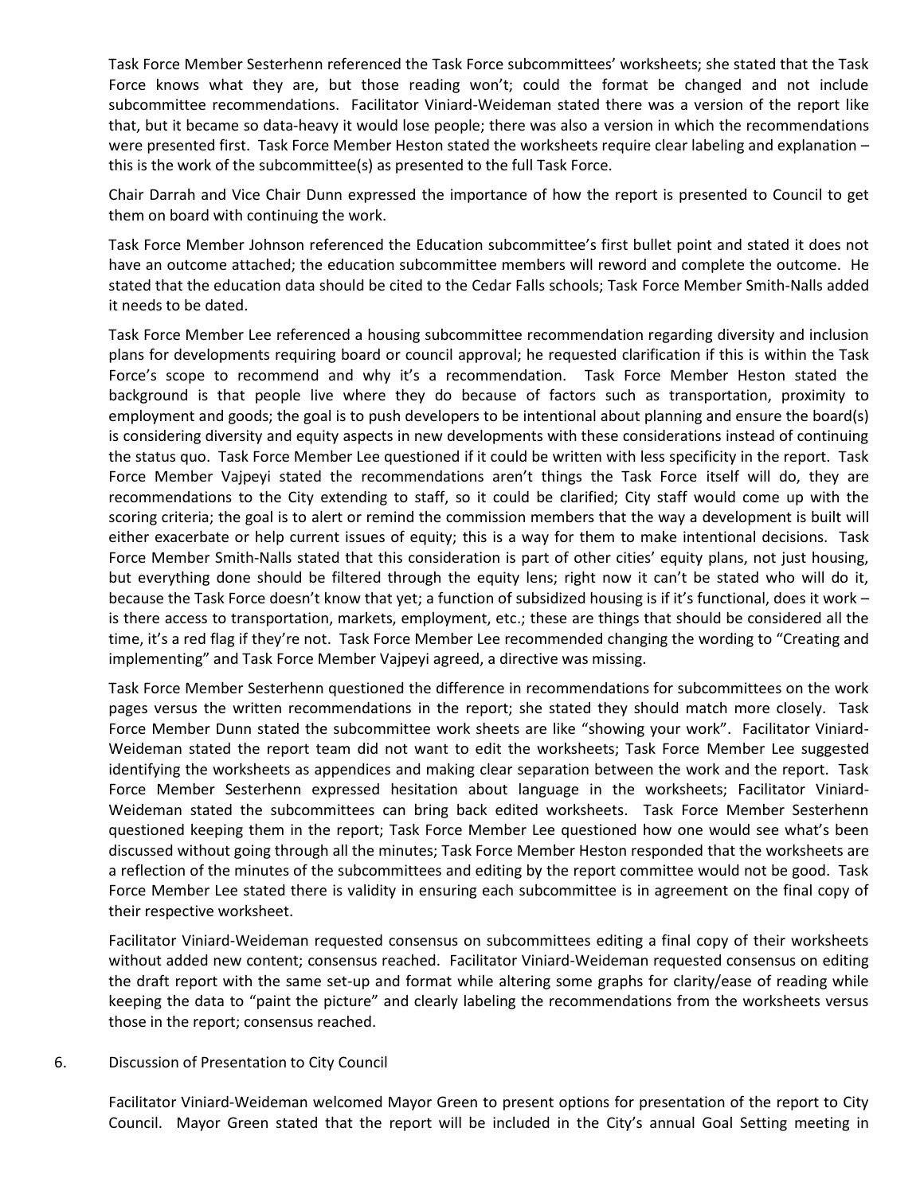Task Force Member Sesterhenn referenced the Task Force subcommittees' worksheets; she stated that the Task Force knows what they are, but those reading won't; could the format be changed and not include subcommittee recommendations. Facilitator Viniard-Weideman stated there was a version of the report like that, but it became so data-heavy it would lose people; there was also a version in which the recommendations were presented first. Task Force Member Heston stated the worksheets require clear labeling and explanation – this is the work of the subcommittee(s) as presented to the full Task Force.

Chair Darrah and Vice Chair Dunn expressed the importance of how the report is presented to Council to get them on board with continuing the work.

Task Force Member Johnson referenced the Education subcommittee's first bullet point and stated it does not have an outcome attached; the education subcommittee members will reword and complete the outcome. He stated that the education data should be cited to the Cedar Falls schools; Task Force Member Smith-Nalls added it needs to be dated.

Task Force Member Lee referenced a housing subcommittee recommendation regarding diversity and inclusion plans for developments requiring board or council approval; he requested clarification if this is within the Task Force's scope to recommend and why it's a recommendation. Task Force Member Heston stated the background is that people live where they do because of factors such as transportation, proximity to employment and goods; the goal is to push developers to be intentional about planning and ensure the board(s) is considering diversity and equity aspects in new developments with these considerations instead of continuing the status quo. Task Force Member Lee questioned if it could be written with less specificity in the report. Task Force Member Vajpeyi stated the recommendations aren't things the Task Force itself will do, they are recommendations to the City extending to staff, so it could be clarified; City staff would come up with the scoring criteria; the goal is to alert or remind the commission members that the way a development is built will either exacerbate or help current issues of equity; this is a way for them to make intentional decisions. Task Force Member Smith-Nalls stated that this consideration is part of other cities' equity plans, not just housing, but everything done should be filtered through the equity lens; right now it can't be stated who will do it, because the Task Force doesn't know that yet; a function of subsidized housing is if it's functional, does it work – is there access to transportation, markets, employment, etc.; these are things that should be considered all the time, it's a red flag if they're not. Task Force Member Lee recommended changing the wording to "Creating and implementing" and Task Force Member Vajpeyi agreed, a directive was missing.

Task Force Member Sesterhenn questioned the difference in recommendations for subcommittees on the work pages versus the written recommendations in the report; she stated they should match more closely. Task Force Member Dunn stated the subcommittee work sheets are like "showing your work". Facilitator Viniard-Weideman stated the report team did not want to edit the worksheets; Task Force Member Lee suggested identifying the worksheets as appendices and making clear separation between the work and the report. Task Force Member Sesterhenn expressed hesitation about language in the worksheets; Facilitator Viniard-Weideman stated the subcommittees can bring back edited worksheets. Task Force Member Sesterhenn questioned keeping them in the report; Task Force Member Lee questioned how one would see what's been discussed without going through all the minutes; Task Force Member Heston responded that the worksheets are a reflection of the minutes of the subcommittees and editing by the report committee would not be good. Task Force Member Lee stated there is validity in ensuring each subcommittee is in agreement on the final copy of their respective worksheet.

Facilitator Viniard-Weideman requested consensus on subcommittees editing a final copy of their worksheets without added new content; consensus reached. Facilitator Viniard-Weideman requested consensus on editing the draft report with the same set-up and format while altering some graphs for clarity/ease of reading while keeping the data to "paint the picture" and clearly labeling the recommendations from the worksheets versus those in the report; consensus reached.

6. Discussion of Presentation to City Council

Facilitator Viniard-Weideman welcomed Mayor Green to present options for presentation of the report to City Council. Mayor Green stated that the report will be included in the City's annual Goal Setting meeting in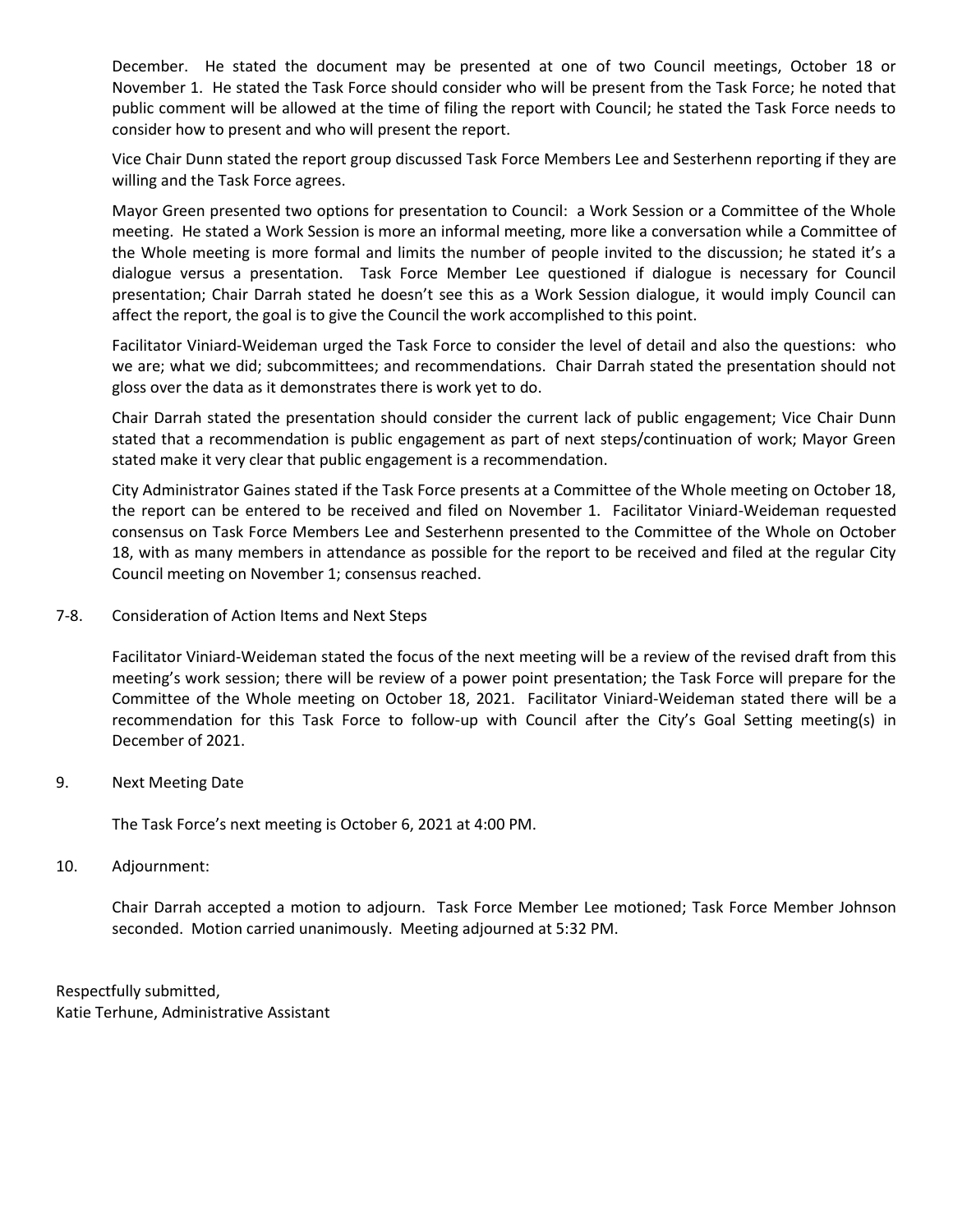December. He stated the document may be presented at one of two Council meetings, October 18 or November 1. He stated the Task Force should consider who will be present from the Task Force; he noted that public comment will be allowed at the time of filing the report with Council; he stated the Task Force needs to consider how to present and who will present the report.

Vice Chair Dunn stated the report group discussed Task Force Members Lee and Sesterhenn reporting if they are willing and the Task Force agrees.

Mayor Green presented two options for presentation to Council: a Work Session or a Committee of the Whole meeting. He stated a Work Session is more an informal meeting, more like a conversation while a Committee of the Whole meeting is more formal and limits the number of people invited to the discussion; he stated it's a dialogue versus a presentation. Task Force Member Lee questioned if dialogue is necessary for Council presentation; Chair Darrah stated he doesn't see this as a Work Session dialogue, it would imply Council can affect the report, the goal is to give the Council the work accomplished to this point.

Facilitator Viniard-Weideman urged the Task Force to consider the level of detail and also the questions: who we are; what we did; subcommittees; and recommendations. Chair Darrah stated the presentation should not gloss over the data as it demonstrates there is work yet to do.

Chair Darrah stated the presentation should consider the current lack of public engagement; Vice Chair Dunn stated that a recommendation is public engagement as part of next steps/continuation of work; Mayor Green stated make it very clear that public engagement is a recommendation.

City Administrator Gaines stated if the Task Force presents at a Committee of the Whole meeting on October 18, the report can be entered to be received and filed on November 1. Facilitator Viniard-Weideman requested consensus on Task Force Members Lee and Sesterhenn presented to the Committee of the Whole on October 18, with as many members in attendance as possible for the report to be received and filed at the regular City Council meeting on November 1; consensus reached.

7-8. Consideration of Action Items and Next Steps

Facilitator Viniard-Weideman stated the focus of the next meeting will be a review of the revised draft from this meeting's work session; there will be review of a power point presentation; the Task Force will prepare for the Committee of the Whole meeting on October 18, 2021. Facilitator Viniard-Weideman stated there will be a recommendation for this Task Force to follow-up with Council after the City's Goal Setting meeting(s) in December of 2021.

9. Next Meeting Date

The Task Force's next meeting is October 6, 2021 at 4:00 PM.

10. Adjournment:

Chair Darrah accepted a motion to adjourn. Task Force Member Lee motioned; Task Force Member Johnson seconded. Motion carried unanimously. Meeting adjourned at 5:32 PM.

Respectfully submitted,
Katie Terhune, Administrative Assistant